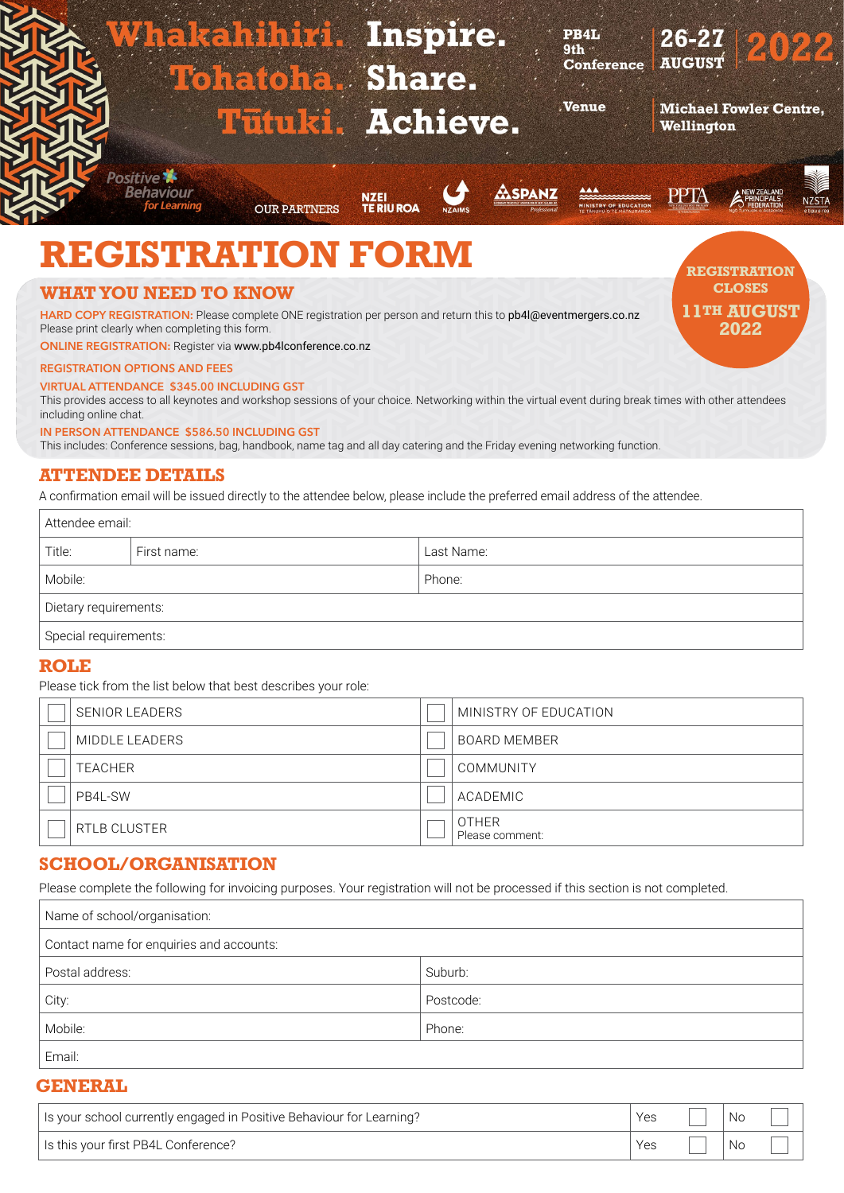Whakahihiri. Inspire.
Tohatoha. Share.
Tūtuki. Achieve.

PB4L 9th Conference — 26-27 AUGUST 2022

Venue — Michael Fowler Centre, Wellington

Positive Behaviour for Learning — OUR PARTNERS: NZEI TE RIU ROA, NZAIMS, SPANZ, MINISTRY OF EDUCATION, PPTA, NEW ZEALAND PRINCIPALS FEDERATION, NZSTA

# REGISTRATION FORM

**REGISTRATION CLOSES 11TH AUGUST 2022**

## WHAT YOU NEED TO KNOW

**HARD COPY REGISTRATION:** Please complete ONE registration per person and return this to pb4l@eventmergers.co.nz
Please print clearly when completing this form.

**ONLINE REGISTRATION:** Register via www.pb4lconference.co.nz

**REGISTRATION OPTIONS AND FEES**

**VIRTUAL ATTENDANCE $345.00 INCLUDING GST**
This provides access to all keynotes and workshop sessions of your choice. Networking within the virtual event during break times with other attendees including online chat.

**IN PERSON ATTENDANCE $586.50 INCLUDING GST**
This includes: Conference sessions, bag, handbook, name tag and all day catering and the Friday evening networking function.

## ATTENDEE DETAILS

A confirmation email will be issued directly to the attendee below, please include the preferred email address of the attendee.

| Attendee email: | | |
|---|---|---|
| Title: | First name: | Last Name: |
| Mobile: | | Phone: |
| Dietary requirements: | | |
| Special requirements: | | |

## ROLE

Please tick from the list below that best describes your role:

| | | | |
|---|---|---|---|
| ☐ | SENIOR LEADERS | ☐ | MINISTRY OF EDUCATION |
| ☐ | MIDDLE LEADERS | ☐ | BOARD MEMBER |
| ☐ | TEACHER | ☐ | COMMUNITY |
| ☐ | PB4L-SW | ☐ | ACADEMIC |
| ☐ | RTLB CLUSTER | ☐ | OTHER<br>Please comment: |

## SCHOOL/ORGANISATION

Please complete the following for invoicing purposes. Your registration will not be processed if this section is not completed.

| Name of school/organisation: | |
|---|---|
| Contact name for enquiries and accounts: | |
| Postal address: | Suburb: |
| City: | Postcode: |
| Mobile: | Phone: |
| Email: | |

## GENERAL

| | | | | |
|---|---|---|---|---|
| Is your school currently engaged in Positive Behaviour for Learning? | Yes | ☐ | No | ☐ |
| Is this your first PB4L Conference? | Yes | ☐ | No | ☐ |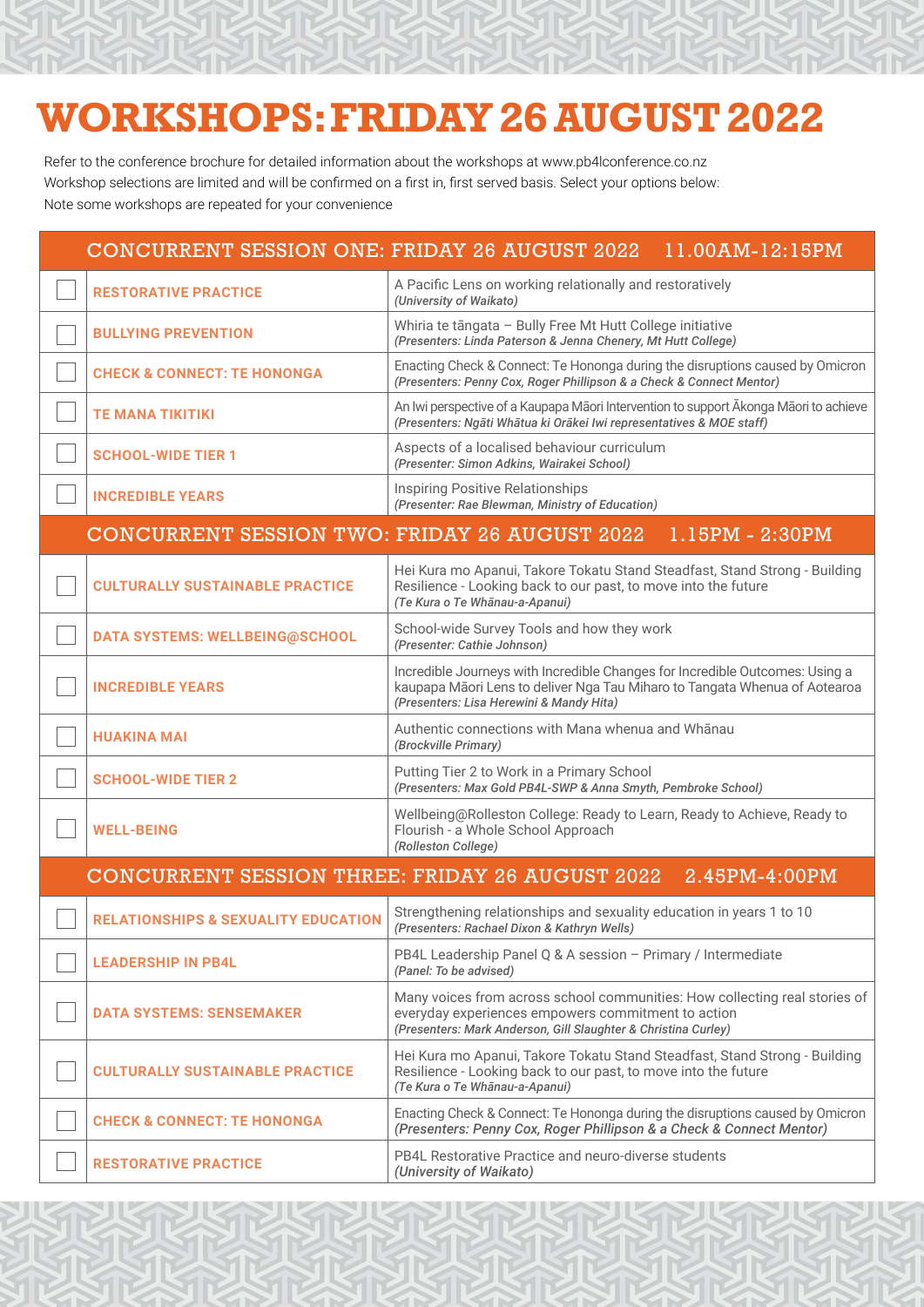# WORKSHOPS: FRIDAY 26 AUGUST 2022

Refer to the conference brochure for detailed information about the workshops at www.pb4lconference.co.nz
Workshop selections are limited and will be confirmed on a first in, first served basis. Select your options below:
Note some workshops are repeated for your convenience

| CONCURRENT SESSION ONE: FRIDAY 26 AUGUST 2022 11.00AM-12:15PM | | |
|---|---|---|
| ☐ | **RESTORATIVE PRACTICE** | A Pacific Lens on working relationally and restoratively *(University of Waikato)* |
| ☐ | **BULLYING PREVENTION** | Whiria te tāngata – Bully Free Mt Hutt College initiative *(Presenters: Linda Paterson & Jenna Chenery, Mt Hutt College)* |
| ☐ | **CHECK & CONNECT: TE HONONGA** | Enacting Check & Connect: Te Hononga during the disruptions caused by Omicron *(Presenters: Penny Cox, Roger Phillipson & a Check & Connect Mentor)* |
| ☐ | **TE MANA TIKITIKI** | An Iwi perspective of a Kaupapa Māori Intervention to support Ākonga Māori to achieve *(Presenters: Ngāti Whātua ki Orākei Iwi representatives & MOE staff)* |
| ☐ | **SCHOOL-WIDE TIER 1** | Aspects of a localised behaviour curriculum *(Presenter: Simon Adkins, Wairakei School)* |
| ☐ | **INCREDIBLE YEARS** | Inspiring Positive Relationships *(Presenter: Rae Blewman, Ministry of Education)* |
| **CONCURRENT SESSION TWO: FRIDAY 26 AUGUST 2022 1.15PM - 2:30PM** | | |
| ☐ | **CULTURALLY SUSTAINABLE PRACTICE** | Hei Kura mo Apanui, Takore Tokatu Stand Steadfast, Stand Strong - Building Resilience - Looking back to our past, to move into the future *(Te Kura o Te Whānau-a-Apanui)* |
| ☐ | **DATA SYSTEMS: WELLBEING@SCHOOL** | School-wide Survey Tools and how they work *(Presenter: Cathie Johnson)* |
| ☐ | **INCREDIBLE YEARS** | Incredible Journeys with Incredible Changes for Incredible Outcomes: Using a kaupapa Māori Lens to deliver Nga Tau Miharo to Tangata Whenua of Aotearoa *(Presenters: Lisa Herewini & Mandy Hita)* |
| ☐ | **HUAKINA MAI** | Authentic connections with Mana whenua and Whānau *(Brockville Primary)* |
| ☐ | **SCHOOL-WIDE TIER 2** | Putting Tier 2 to Work in a Primary School *(Presenters: Max Gold PB4L-SWP & Anna Smyth, Pembroke School)* |
| ☐ | **WELL-BEING** | Wellbeing@Rolleston College: Ready to Learn, Ready to Achieve, Ready to Flourish - a Whole School Approach *(Rolleston College)* |
| **CONCURRENT SESSION THREE: FRIDAY 26 AUGUST 2022 2.45PM-4:00PM** | | |
| ☐ | **RELATIONSHIPS & SEXUALITY EDUCATION** | Strengthening relationships and sexuality education in years 1 to 10 *(Presenters: Rachael Dixon & Kathryn Wells)* |
| ☐ | **LEADERSHIP IN PB4L** | PB4L Leadership Panel Q & A session – Primary / Intermediate *(Panel: To be advised)* |
| ☐ | **DATA SYSTEMS: SENSEMAKER** | Many voices from across school communities: How collecting real stories of everyday experiences empowers commitment to action *(Presenters: Mark Anderson, Gill Slaughter & Christina Curley)* |
| ☐ | **CULTURALLY SUSTAINABLE PRACTICE** | Hei Kura mo Apanui, Takore Tokatu Stand Steadfast, Stand Strong - Building Resilience - Looking back to our past, to move into the future *(Te Kura o Te Whānau-a-Apanui)* |
| ☐ | **CHECK & CONNECT: TE HONONGA** | Enacting Check & Connect: Te Hononga during the disruptions caused by Omicron *(Presenters: Penny Cox, Roger Phillipson & a Check & Connect Mentor)* |
| ☐ | **RESTORATIVE PRACTICE** | PB4L Restorative Practice and neuro-diverse students *(University of Waikato)* |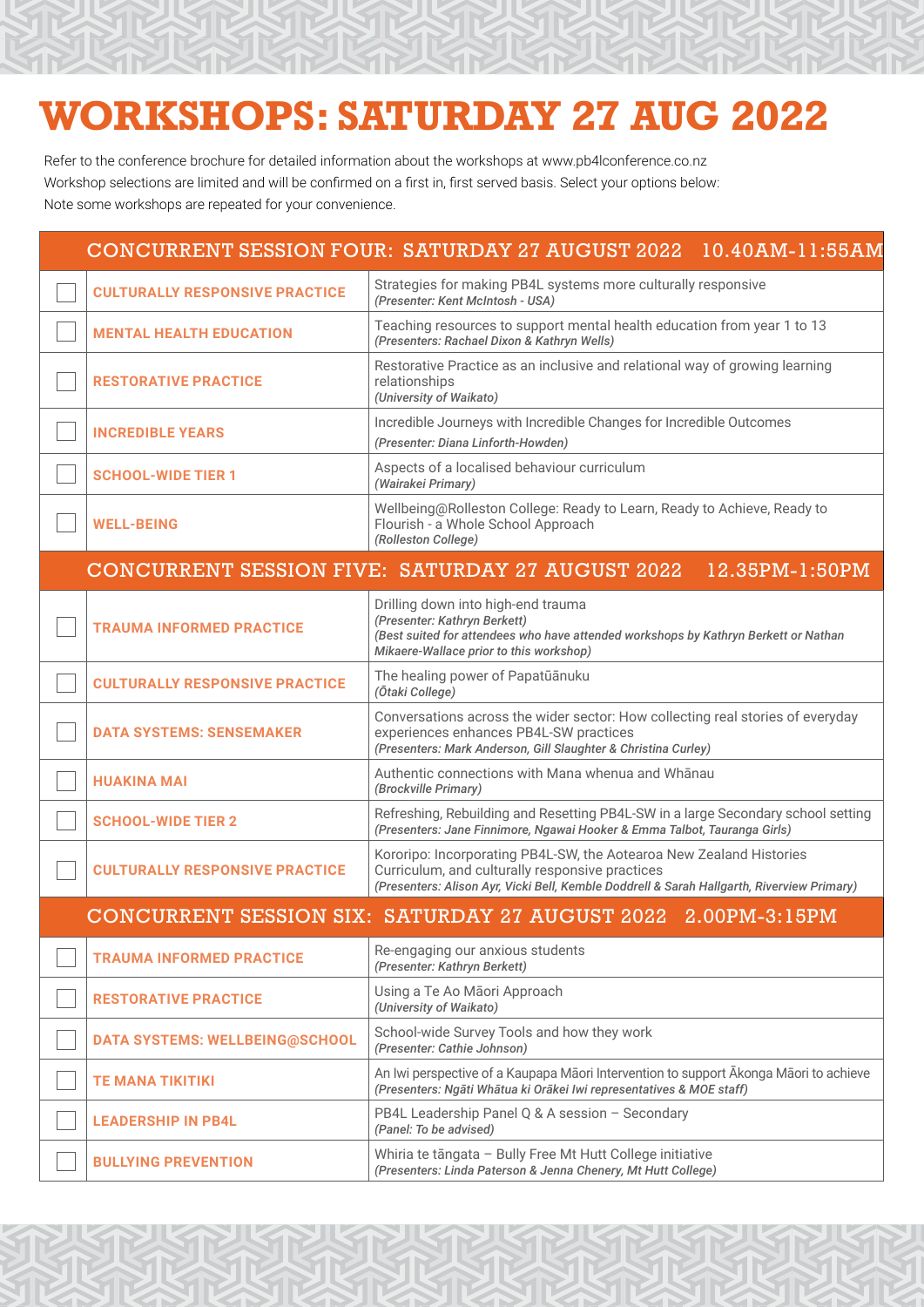# WORKSHOPS: SATURDAY 27 AUG 2022

Refer to the conference brochure for detailed information about the workshops at www.pb4lconference.co.nz
Workshop selections are limited and will be confirmed on a first in, first served basis. Select your options below:
Note some workshops are repeated for your convenience.

| CONCURRENT SESSION FOUR: SATURDAY 27 AUGUST 2022 10.40AM-11:55AM | | |
|---|---|---|
| ☐ | **CULTURALLY RESPONSIVE PRACTICE** | Strategies for making PB4L systems more culturally responsive *(Presenter: Kent McIntosh - USA)* |
| ☐ | **MENTAL HEALTH EDUCATION** | Teaching resources to support mental health education from year 1 to 13 *(Presenters: Rachael Dixon & Kathryn Wells)* |
| ☐ | **RESTORATIVE PRACTICE** | Restorative Practice as an inclusive and relational way of growing learning relationships *(University of Waikato)* |
| ☐ | **INCREDIBLE YEARS** | Incredible Journeys with Incredible Changes for Incredible Outcomes *(Presenter: Diana Linforth-Howden)* |
| ☐ | **SCHOOL-WIDE TIER 1** | Aspects of a localised behaviour curriculum *(Wairakei Primary)* |
| ☐ | **WELL-BEING** | Wellbeing@Rolleston College: Ready to Learn, Ready to Achieve, Ready to Flourish - a Whole School Approach *(Rolleston College)* |
| **CONCURRENT SESSION FIVE: SATURDAY 27 AUGUST 2022 12.35PM-1:50PM** | | |
| ☐ | **TRAUMA INFORMED PRACTICE** | Drilling down into high-end trauma *(Presenter: Kathryn Berkett)* *(Best suited for attendees who have attended workshops by Kathryn Berkett or Nathan Mikaere-Wallace prior to this workshop)* |
| ☐ | **CULTURALLY RESPONSIVE PRACTICE** | The healing power of Papatūānuku *(Ōtaki College)* |
| ☐ | **DATA SYSTEMS: SENSEMAKER** | Conversations across the wider sector: How collecting real stories of everyday experiences enhances PB4L-SW practices *(Presenters: Mark Anderson, Gill Slaughter & Christina Curley)* |
| ☐ | **HUAKINA MAI** | Authentic connections with Mana whenua and Whānau *(Brockville Primary)* |
| ☐ | **SCHOOL-WIDE TIER 2** | Refreshing, Rebuilding and Resetting PB4L-SW in a large Secondary school setting *(Presenters: Jane Finnimore, Ngawai Hooker & Emma Talbot, Tauranga Girls)* |
| ☐ | **CULTURALLY RESPONSIVE PRACTICE** | Kororipo: Incorporating PB4L-SW, the Aotearoa New Zealand Histories Curriculum, and culturally responsive practices *(Presenters: Alison Ayr, Vicki Bell, Kemble Doddrell & Sarah Hallgarth, Riverview Primary)* |
| **CONCURRENT SESSION SIX: SATURDAY 27 AUGUST 2022 2.00PM-3:15PM** | | |
| ☐ | **TRAUMA INFORMED PRACTICE** | Re-engaging our anxious students *(Presenter: Kathryn Berkett)* |
| ☐ | **RESTORATIVE PRACTICE** | Using a Te Ao Māori Approach *(University of Waikato)* |
| ☐ | **DATA SYSTEMS: WELLBEING@SCHOOL** | School-wide Survey Tools and how they work *(Presenter: Cathie Johnson)* |
| ☐ | **TE MANA TIKITIKI** | An Iwi perspective of a Kaupapa Māori Intervention to support Ākonga Māori to achieve *(Presenters: Ngāti Whātua ki Orākei Iwi representatives & MOE staff)* |
| ☐ | **LEADERSHIP IN PB4L** | PB4L Leadership Panel Q & A session – Secondary *(Panel: To be advised)* |
| ☐ | **BULLYING PREVENTION** | Whiria te tāngata – Bully Free Mt Hutt College initiative *(Presenters: Linda Paterson & Jenna Chenery, Mt Hutt College)* |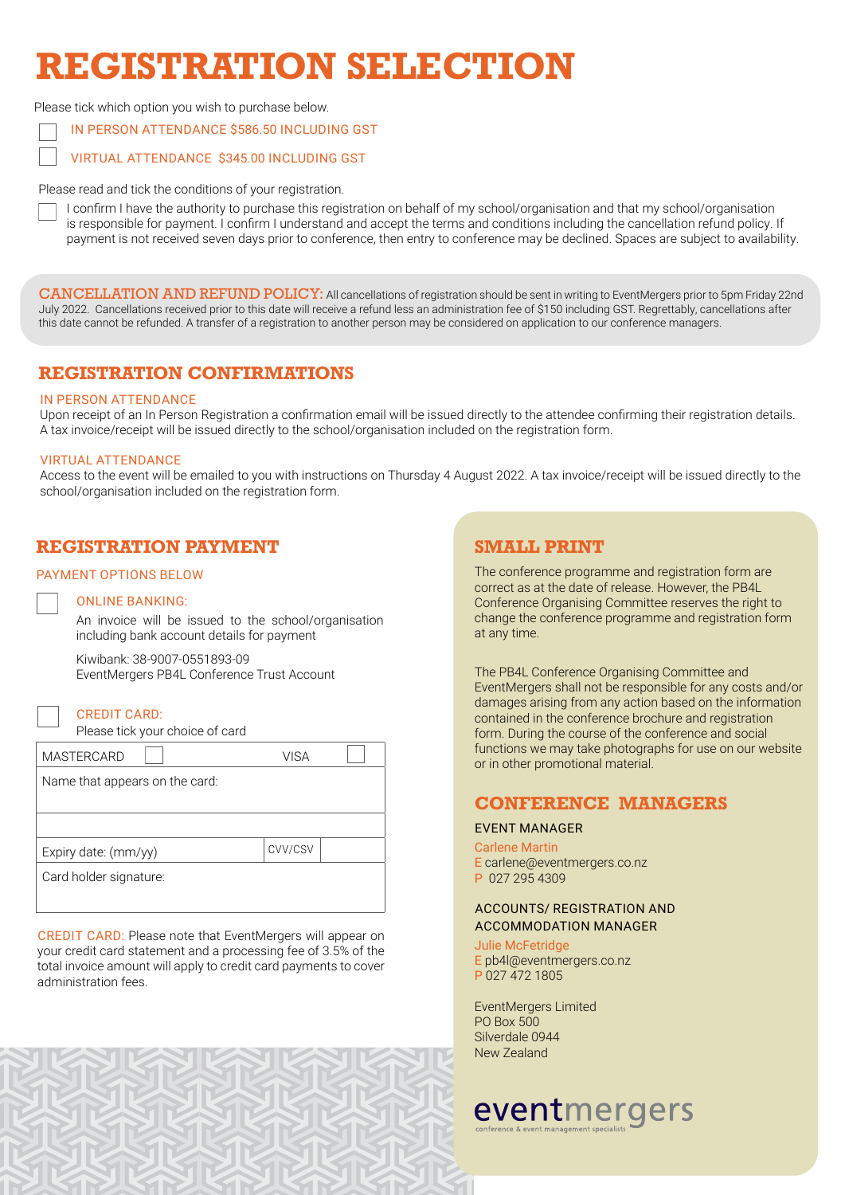# REGISTRATION SELECTION

Please tick which option you wish to purchase below.

☐ IN PERSON ATTENDANCE $586.50 INCLUDING GST

☐ VIRTUAL ATTENDANCE $345.00 INCLUDING GST

Please read and tick the conditions of your registration.

☐ I confirm I have the authority to purchase this registration on behalf of my school/organisation and that my school/organisation is responsible for payment. I confirm I understand and accept the terms and conditions including the cancellation refund policy. If payment is not received seven days prior to conference, then entry to conference may be declined. Spaces are subject to availability.

**CANCELLATION AND REFUND POLICY:** All cancellations of registration should be sent in writing to EventMergers prior to 5pm Friday 22nd July 2022. Cancellations received prior to this date will receive a refund less an administration fee of $150 including GST. Regrettably, cancellations after this date cannot be refunded. A transfer of a registration to another person may be considered on application to our conference managers.

## REGISTRATION CONFIRMATIONS

### IN PERSON ATTENDANCE

Upon receipt of an In Person Registration a confirmation email will be issued directly to the attendee confirming their registration details. A tax invoice/receipt will be issued directly to the school/organisation included on the registration form.

### VIRTUAL ATTENDANCE

Access to the event will be emailed to you with instructions on Thursday 4 August 2022. A tax invoice/receipt will be issued directly to the school/organisation included on the registration form.

## REGISTRATION PAYMENT

PAYMENT OPTIONS BELOW

☐ **ONLINE BANKING:**

An invoice will be issued to the school/organisation including bank account details for payment

Kiwibank: 38-9007-0551893-09
EventMergers PB4L Conference Trust Account

☐ **CREDIT CARD:**

Please tick your choice of card

| MASTERCARD ☐ | | VISA ☐ |
|---|---|---|
| Name that appears on the card: | | |
| | | |
| Expiry date: (mm/yy) | CVV/CSV | |
| Card holder signature: | | |

CREDIT CARD: Please note that EventMergers will appear on your credit card statement and a processing fee of 3.5% of the total invoice amount will apply to credit card payments to cover administration fees.

## SMALL PRINT

The conference programme and registration form are correct as at the date of release. However, the PB4L Conference Organising Committee reserves the right to change the conference programme and registration form at any time.

The PB4L Conference Organising Committee and EventMergers shall not be responsible for any costs and/or damages arising from any action based on the information contained in the conference brochure and registration form. During the course of the conference and social functions we may take photographs for use on our website or in other promotional material.

## CONFERENCE MANAGERS

EVENT MANAGER

Carlene Martin
E carlene@eventmergers.co.nz
P 027 295 4309

ACCOUNTS/ REGISTRATION AND ACCOMMODATION MANAGER

Julie McFetridge
E pb4l@eventmergers.co.nz
P 027 472 1805

EventMergers Limited
PO Box 500
Silverdale 0944
New Zealand

eventmergers
conference & event management specialists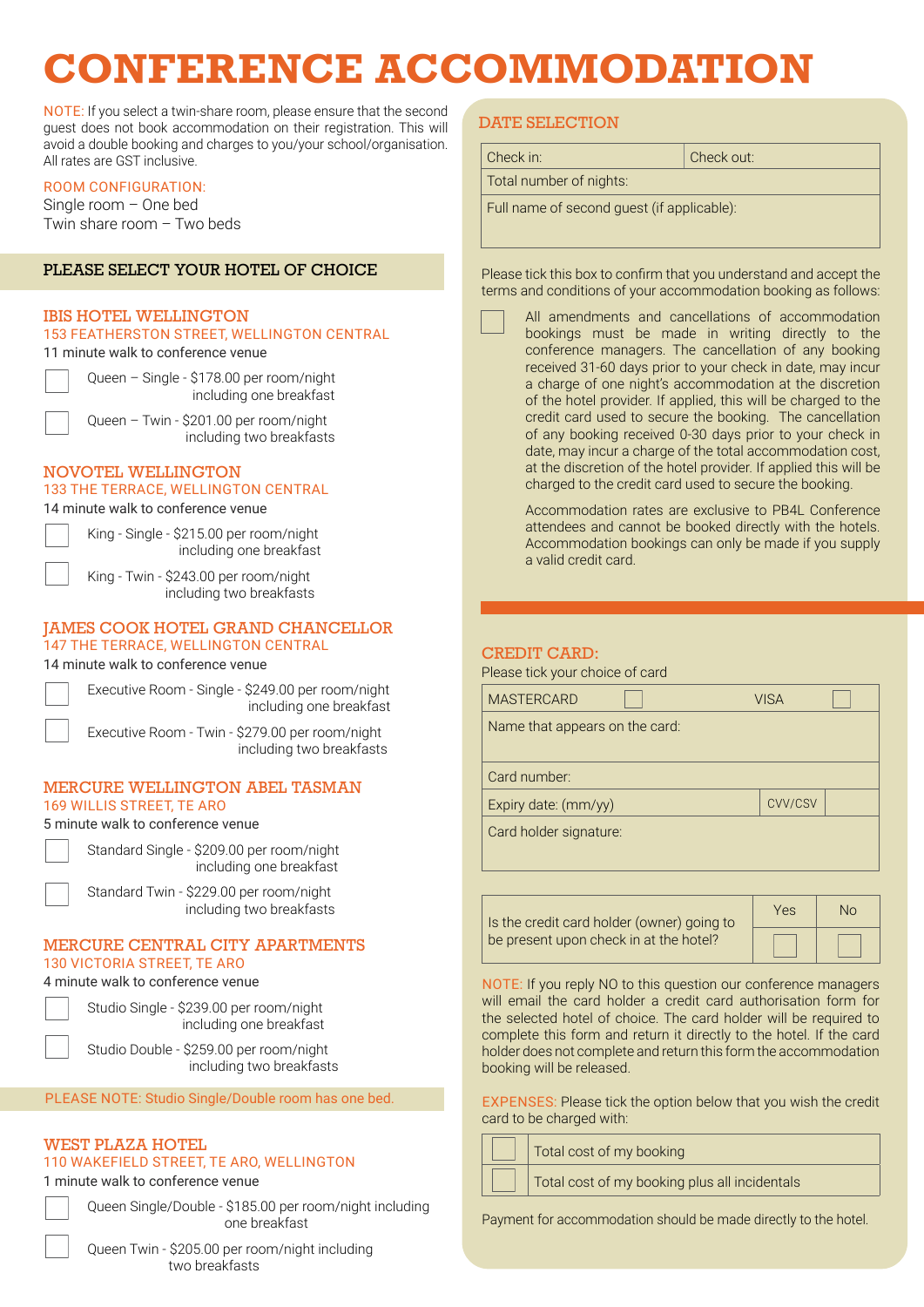# CONFERENCE ACCOMMODATION

NOTE: If you select a twin-share room, please ensure that the second guest does not book accommodation on their registration. This will avoid a double booking and charges to you/your school/organisation. All rates are GST inclusive.

ROOM CONFIGURATION:
Single room – One bed
Twin share room – Two beds

## PLEASE SELECT YOUR HOTEL OF CHOICE

### IBIS HOTEL WELLINGTON
153 FEATHERSTON STREET, WELLINGTON CENTRAL
11 minute walk to conference venue

☐ Queen – Single - $178.00 per room/night including one breakfast

☐ Queen – Twin - $201.00 per room/night including two breakfasts

### NOVOTEL WELLINGTON
133 THE TERRACE, WELLINGTON CENTRAL
14 minute walk to conference venue

☐ King - Single - $215.00 per room/night including one breakfast

☐ King - Twin - $243.00 per room/night including two breakfasts

### JAMES COOK HOTEL GRAND CHANCELLOR
147 THE TERRACE, WELLINGTON CENTRAL
14 minute walk to conference venue

☐ Executive Room - Single - $249.00 per room/night including one breakfast

☐ Executive Room - Twin - $279.00 per room/night including two breakfasts

### MERCURE WELLINGTON ABEL TASMAN
169 WILLIS STREET, TE ARO
5 minute walk to conference venue

☐ Standard Single - $209.00 per room/night including one breakfast

☐ Standard Twin - $229.00 per room/night including two breakfasts

### MERCURE CENTRAL CITY APARTMENTS
130 VICTORIA STREET, TE ARO
4 minute walk to conference venue

☐ Studio Single - $239.00 per room/night including one breakfast

☐ Studio Double - $259.00 per room/night including two breakfasts

PLEASE NOTE: Studio Single/Double room has one bed.

### WEST PLAZA HOTEL
110 WAKEFIELD STREET, TE ARO, WELLINGTON
1 minute walk to conference venue

☐ Queen Single/Double - $185.00 per room/night including one breakfast

☐ Queen Twin - $205.00 per room/night including two breakfasts

## DATE SELECTION

| | |
|---|---|
| Check in: | Check out: |
| Total number of nights: | |
| Full name of second guest (if applicable): | |

Please tick this box to confirm that you understand and accept the terms and conditions of your accommodation booking as follows:

☐ All amendments and cancellations of accommodation bookings must be made in writing directly to the conference managers. The cancellation of any booking received 31-60 days prior to your check in date, may incur a charge of one night's accommodation at the discretion of the hotel provider. If applied, this will be charged to the credit card used to secure the booking. The cancellation of any booking received 0-30 days prior to your check in date, may incur a charge of the total accommodation cost, at the discretion of the hotel provider. If applied this will be charged to the credit card used to secure the booking.

Accommodation rates are exclusive to PB4L Conference attendees and cannot be booked directly with the hotels. Accommodation bookings can only be made if you supply a valid credit card.

## CREDIT CARD:

Please tick your choice of card

| | | | |
|---|---|---|---|
| MASTERCARD ☐ | | VISA ☐ | |
| Name that appears on the card: | | | |
| Card number: | | | |
| Expiry date: (mm/yy) | | CVV/CSV | |
| Card holder signature: | | | |

| | Yes | No |
|---|---|---|
| Is the credit card holder (owner) going to be present upon check in at the hotel? | ☐ | ☐ |

NOTE: If you reply NO to this question our conference managers will email the card holder a credit card authorisation form for the selected hotel of choice. The card holder will be required to complete this form and return it directly to the hotel. If the card holder does not complete and return this form the accommodation booking will be released.

EXPENSES: Please tick the option below that you wish the credit card to be charged with:

| | |
|---|---|
| ☐ | Total cost of my booking |
| ☐ | Total cost of my booking plus all incidentals |

Payment for accommodation should be made directly to the hotel.